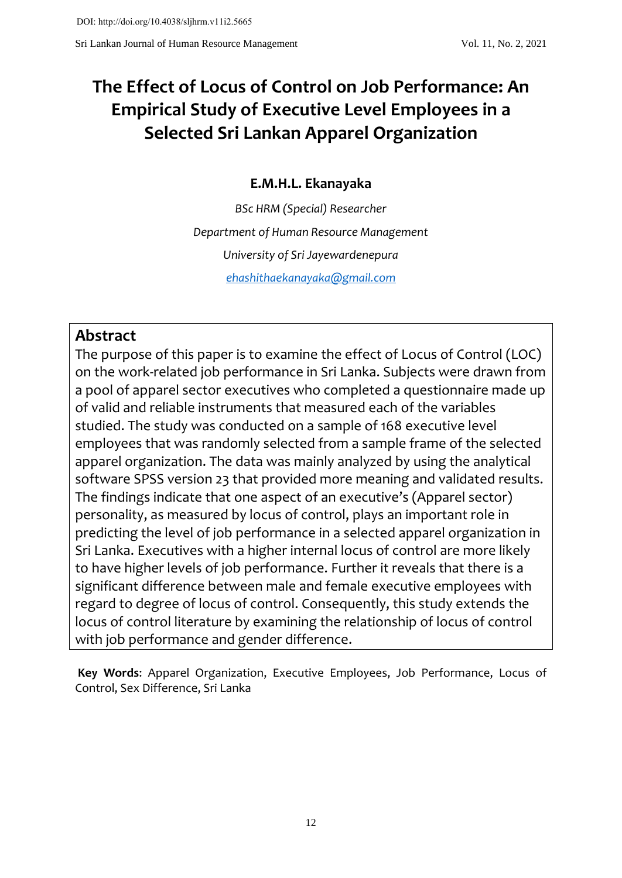DOI: http://doi.org/10.4038/sljhrm.v11i2.5665

# The Effect of Locus of Control on Job Performance: An Empirical Study of Executive Level Employees in a Selected Sri Lankan Apparel Organization

**E.M.H.L. Ekanayaka**

*BSc HRM (Special) Researcher*

*Department of Human Resource Management*

*University of Sri Jayewardenepura*

*ehashithaekanayaka@gmail.com*

## Abstract

The purpose of this paper is to examine the effect of Locus of Control (LOC) on the work-related job performance in Sri Lanka. Subjects were drawn from a pool of apparel sector executives who completed a questionnaire made up of valid and reliable instruments that measured each of the variables studied. The study was conducted on a sample of 168 executive level employees that was randomly selected from a sample frame of the selected apparel organization. The data was mainly analyzed by using the analytical software SPSS version 23 that provided more meaning and validated results. The findings indicate that one aspect of an executive's (Apparel sector) personality, as measured by locus of control, plays an important role in predicting the level of job performance in a selected apparel organization in Sri Lanka. Executives with a higher internal locus of control are more likely to have higher levels of job performance. Further it reveals that there is a significant difference between male and female executive employees with regard to degree of locus of control. Consequently, this study extends the locus of control literature by examining the relationship of locus of control with job performance and gender difference.

**Key Words**: Apparel Organization, Executive Employees, Job Performance, Locus of Control, Sex Difference, Sri Lanka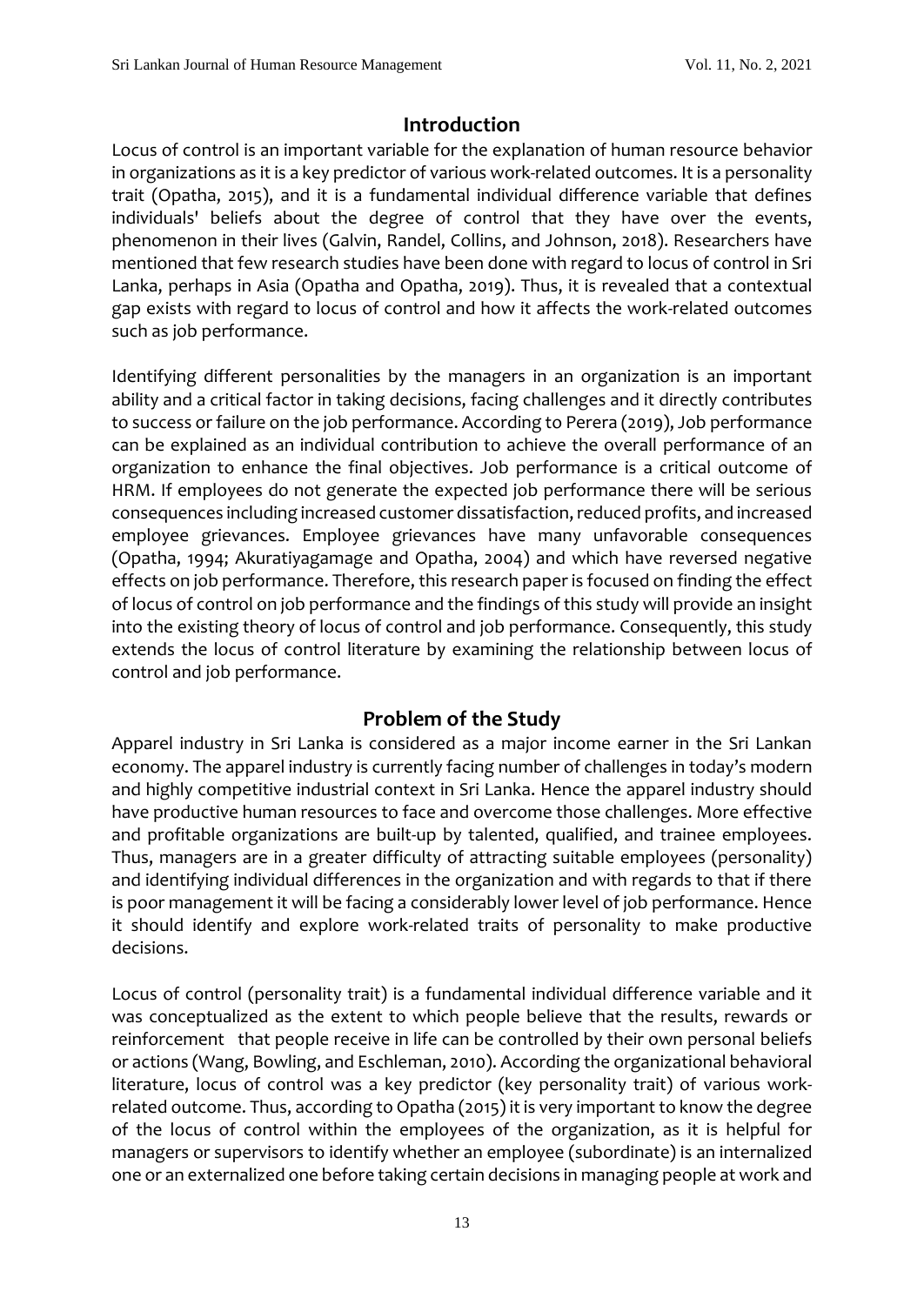## Introduction

Locus of control is an important variable for the explanation of human resource behavior in organizations as it is a key predictor of various work-related outcomes. It is a personality trait (Opatha, 2015), and it is a fundamental individual difference variable that defines individuals' beliefs about the degree of control that they have over the events, phenomenon in their lives (Galvin, Randel, Collins, and Johnson, 2018). Researchers have mentioned that few research studies have been done with regard to locus of control in Sri Lanka, perhaps in Asia (Opatha and Opatha, 2019). Thus, it is revealed that a contextual gap exists with regard to locus of control and how it affects the work-related outcomes such as job performance.

Identifying different personalities by the managers in an organization is an important ability and a critical factor in taking decisions, facing challenges and it directly contributes to success or failure on the job performance. According to Perera (2019), Job performance can be explained as an individual contribution to achieve the overall performance of an organization to enhance the final objectives. Job performance is a critical outcome of HRM. If employees do not generate the expected job performance there will be serious consequences including increased customer dissatisfaction, reduced profits, and increased employee grievances. Employee grievances have many unfavorable consequences (Opatha, 1994; Akuratiyagamage and Opatha, 2004) and which have reversed negative effects on job performance. Therefore, this research paper is focused on finding the effect of locus of control on job performance and the findings of this study will provide an insight into the existing theory of locus of control and job performance. Consequently, this study extends the locus of control literature by examining the relationship between locus of control and job performance.

## Problem of the Study

Apparel industry in Sri Lanka is considered as a major income earner in the Sri Lankan economy. The apparel industry is currently facing number of challenges in today's modern and highly competitive industrial context in Sri Lanka. Hence the apparel industry should have productive human resources to face and overcome those challenges. More effective and profitable organizations are built-up by talented, qualified, and trainee employees. Thus, managers are in a greater difficulty of attracting suitable employees (personality) and identifying individual differences in the organization and with regards to that if there is poor management it will be facing a considerably lower level of job performance. Hence it should identify and explore work-related traits of personality to make productive decisions.

Locus of control (personality trait) is a fundamental individual difference variable and it was conceptualized as the extent to which people believe that the results, rewards or reinforcement that people receive in life can be controlled by their own personal beliefs or actions (Wang, Bowling, and Eschleman, 2010). According the organizational behavioral literature, locus of control was a key predictor (key personality trait) of various work-related outcome. Thus, according to Opatha (2015) it is very important to know the degree of the locus of control within the employees of the organization, as it is helpful for managers or supervisors to identify whether an employee (subordinate) is an internalized one or an externalized one before taking certain decisions in managing people at work and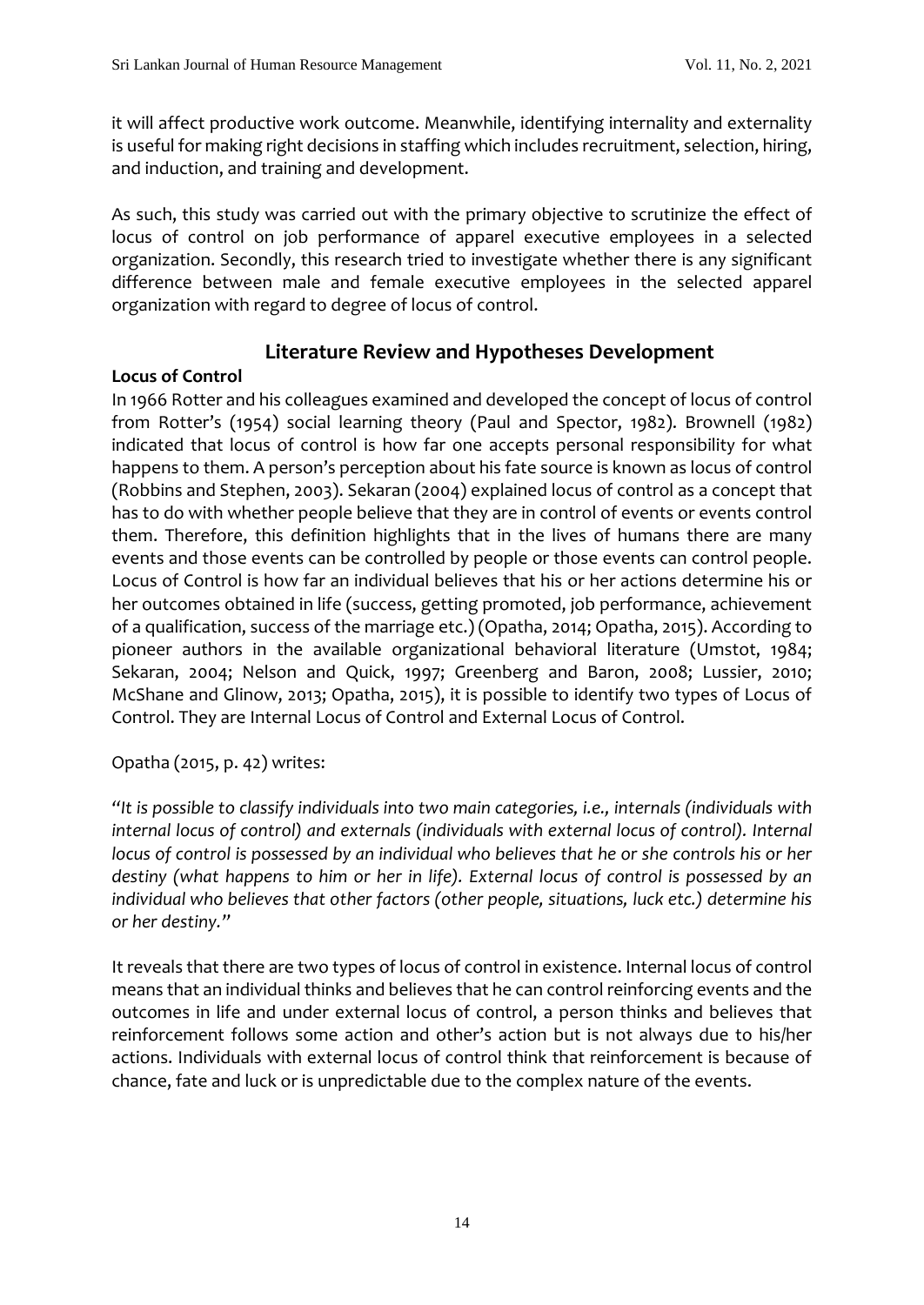it will affect productive work outcome. Meanwhile, identifying internality and externality is useful for making right decisions in staffing which includes recruitment, selection, hiring, and induction, and training and development.

As such, this study was carried out with the primary objective to scrutinize the effect of locus of control on job performance of apparel executive employees in a selected organization. Secondly, this research tried to investigate whether there is any significant difference between male and female executive employees in the selected apparel organization with regard to degree of locus of control.

## Literature Review and Hypotheses Development

### Locus of Control

In 1966 Rotter and his colleagues examined and developed the concept of locus of control from Rotter's (1954) social learning theory (Paul and Spector, 1982). Brownell (1982) indicated that locus of control is how far one accepts personal responsibility for what happens to them. A person's perception about his fate source is known as locus of control (Robbins and Stephen, 2003). Sekaran (2004) explained locus of control as a concept that has to do with whether people believe that they are in control of events or events control them. Therefore, this definition highlights that in the lives of humans there are many events and those events can be controlled by people or those events can control people. Locus of Control is how far an individual believes that his or her actions determine his or her outcomes obtained in life (success, getting promoted, job performance, achievement of a qualification, success of the marriage etc.) (Opatha, 2014; Opatha, 2015). According to pioneer authors in the available organizational behavioral literature (Umstot, 1984; Sekaran, 2004; Nelson and Quick, 1997; Greenberg and Baron, 2008; Lussier, 2010; McShane and Glinow, 2013; Opatha, 2015), it is possible to identify two types of Locus of Control. They are Internal Locus of Control and External Locus of Control.

Opatha (2015, p. 42) writes:

*"It is possible to classify individuals into two main categories, i.e., internals (individuals with internal locus of control) and externals (individuals with external locus of control). Internal locus of control is possessed by an individual who believes that he or she controls his or her destiny (what happens to him or her in life). External locus of control is possessed by an individual who believes that other factors (other people, situations, luck etc.) determine his or her destiny."*

It reveals that there are two types of locus of control in existence. Internal locus of control means that an individual thinks and believes that he can control reinforcing events and the outcomes in life and under external locus of control, a person thinks and believes that reinforcement follows some action and other's action but is not always due to his/her actions. Individuals with external locus of control think that reinforcement is because of chance, fate and luck or is unpredictable due to the complex nature of the events.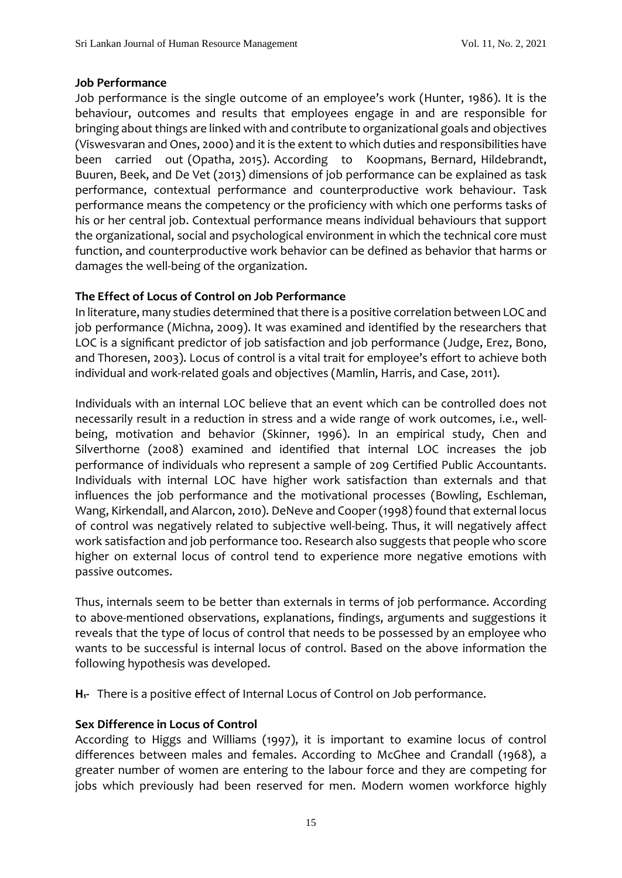**Job Performance**

Job performance is the single outcome of an employee's work (Hunter, 1986). It is the behaviour, outcomes and results that employees engage in and are responsible for bringing about things are linked with and contribute to organizational goals and objectives (Viswesvaran and Ones, 2000) and it is the extent to which duties and responsibilities have been carried out (Opatha, 2015). According to Koopmans, Bernard, Hildebrandt, Buuren, Beek, and De Vet (2013) dimensions of job performance can be explained as task performance, contextual performance and counterproductive work behaviour. Task performance means the competency or the proficiency with which one performs tasks of his or her central job. Contextual performance means individual behaviours that support the organizational, social and psychological environment in which the technical core must function, and counterproductive work behavior can be defined as behavior that harms or damages the well-being of the organization.

**The Effect of Locus of Control on Job Performance**

In literature, many studies determined that there is a positive correlation between LOC and job performance (Michna, 2009). It was examined and identified by the researchers that LOC is a significant predictor of job satisfaction and job performance (Judge, Erez, Bono, and Thoresen, 2003). Locus of control is a vital trait for employee's effort to achieve both individual and work-related goals and objectives (Mamlin, Harris, and Case, 2011).

Individuals with an internal LOC believe that an event which can be controlled does not necessarily result in a reduction in stress and a wide range of work outcomes, i.e., well-being, motivation and behavior (Skinner, 1996). In an empirical study, Chen and Silverthorne (2008) examined and identified that internal LOC increases the job performance of individuals who represent a sample of 209 Certified Public Accountants. Individuals with internal LOC have higher work satisfaction than externals and that influences the job performance and the motivational processes (Bowling, Eschleman, Wang, Kirkendall, and Alarcon, 2010). DeNeve and Cooper (1998) found that external locus of control was negatively related to subjective well-being. Thus, it will negatively affect work satisfaction and job performance too. Research also suggests that people who score higher on external locus of control tend to experience more negative emotions with passive outcomes.

Thus, internals seem to be better than externals in terms of job performance. According to above-mentioned observations, explanations, findings, arguments and suggestions it reveals that the type of locus of control that needs to be possessed by an employee who wants to be successful is internal locus of control. Based on the above information the following hypothesis was developed.

**$H_1$-** There is a positive effect of Internal Locus of Control on Job performance.

**Sex Difference in Locus of Control**

According to Higgs and Williams (1997), it is important to examine locus of control differences between males and females. According to McGhee and Crandall (1968), a greater number of women are entering to the labour force and they are competing for jobs which previously had been reserved for men. Modern women workforce highly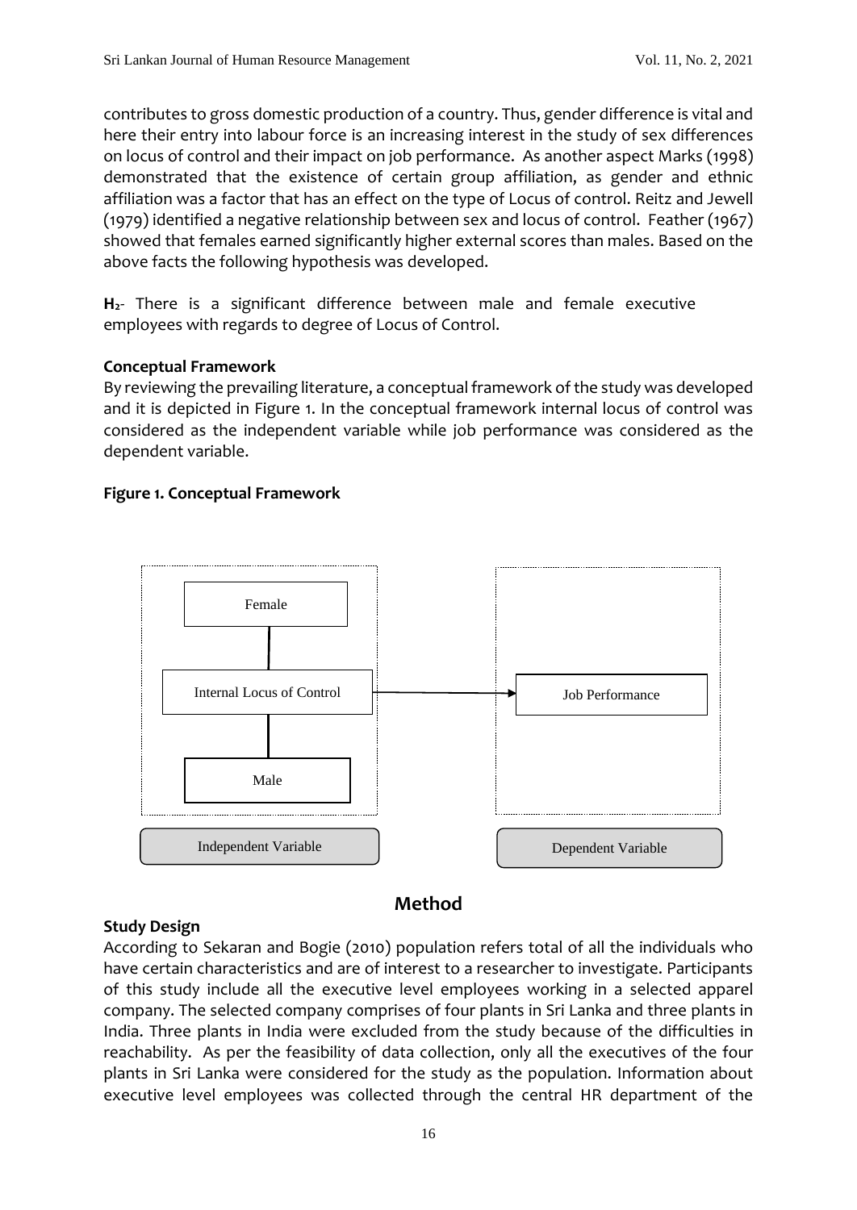contributes to gross domestic production of a country. Thus, gender difference is vital and here their entry into labour force is an increasing interest in the study of sex differences on locus of control and their impact on job performance. As another aspect Marks (1998) demonstrated that the existence of certain group affiliation, as gender and ethnic affiliation was a factor that has an effect on the type of Locus of control. Reitz and Jewell (1979) identified a negative relationship between sex and locus of control. Feather (1967) showed that females earned significantly higher external scores than males. Based on the above facts the following hypothesis was developed.

**$H_2$**- There is a significant difference between male and female executive employees with regards to degree of Locus of Control.

**Conceptual Framework**

By reviewing the prevailing literature, a conceptual framework of the study was developed and it is depicted in Figure 1. In the conceptual framework internal locus of control was considered as the independent variable while job performance was considered as the dependent variable.

**Figure 1. Conceptual Framework**

Female

Internal Locus of Control → Job Performance

Male

Independent Variable | Dependent Variable

## Method

**Study Design**

According to Sekaran and Bogie (2010) population refers total of all the individuals who have certain characteristics and are of interest to a researcher to investigate. Participants of this study include all the executive level employees working in a selected apparel company. The selected company comprises of four plants in Sri Lanka and three plants in India. Three plants in India were excluded from the study because of the difficulties in reachability. As per the feasibility of data collection, only all the executives of the four plants in Sri Lanka were considered for the study as the population. Information about executive level employees was collected through the central HR department of the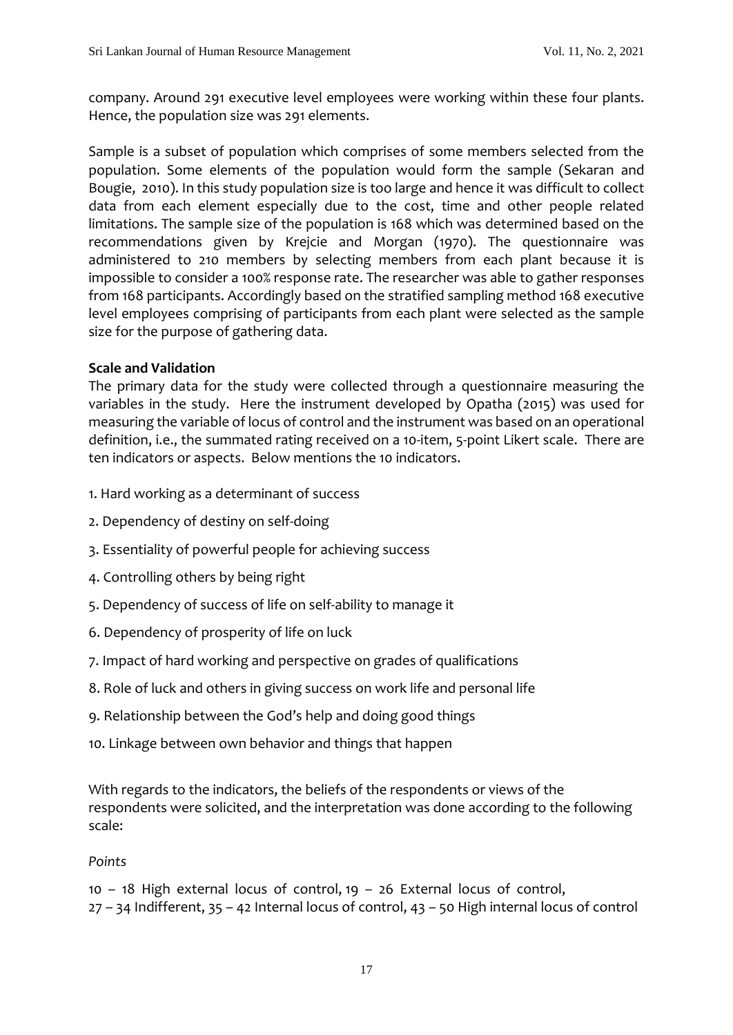company. Around 291 executive level employees were working within these four plants. Hence, the population size was 291 elements.

Sample is a subset of population which comprises of some members selected from the population. Some elements of the population would form the sample (Sekaran and Bougie, 2010). In this study population size is too large and hence it was difficult to collect data from each element especially due to the cost, time and other people related limitations. The sample size of the population is 168 which was determined based on the recommendations given by Krejcie and Morgan (1970). The questionnaire was administered to 210 members by selecting members from each plant because it is impossible to consider a 100% response rate. The researcher was able to gather responses from 168 participants. Accordingly based on the stratified sampling method 168 executive level employees comprising of participants from each plant were selected as the sample size for the purpose of gathering data.

**Scale and Validation**

The primary data for the study were collected through a questionnaire measuring the variables in the study. Here the instrument developed by Opatha (2015) was used for measuring the variable of locus of control and the instrument was based on an operational definition, i.e., the summated rating received on a 10-item, 5-point Likert scale. There are ten indicators or aspects. Below mentions the 10 indicators.

1. Hard working as a determinant of success
2. Dependency of destiny on self-doing
3. Essentiality of powerful people for achieving success
4. Controlling others by being right
5. Dependency of success of life on self-ability to manage it
6. Dependency of prosperity of life on luck
7. Impact of hard working and perspective on grades of qualifications
8. Role of luck and others in giving success on work life and personal life
9. Relationship between the God's help and doing good things
10. Linkage between own behavior and things that happen

With regards to the indicators, the beliefs of the respondents or views of the respondents were solicited, and the interpretation was done according to the following scale:

*Points*

10 – 18 High external locus of control, 19 – 26 External locus of control,
27 – 34 Indifferent, 35 – 42 Internal locus of control, 43 – 50 High internal locus of control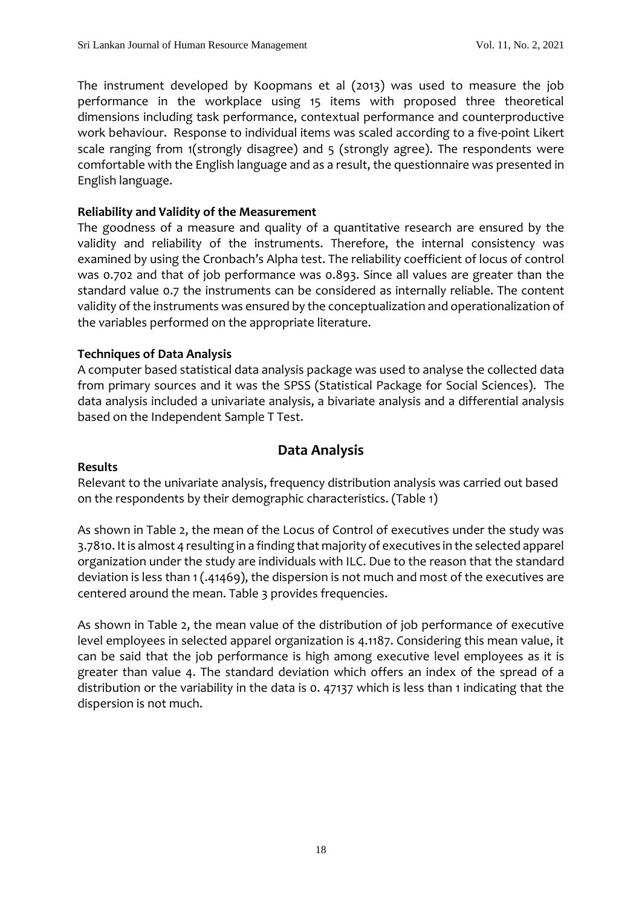The instrument developed by Koopmans et al (2013) was used to measure the job performance in the workplace using 15 items with proposed three theoretical dimensions including task performance, contextual performance and counterproductive work behaviour. Response to individual items was scaled according to a five-point Likert scale ranging from 1(strongly disagree) and 5 (strongly agree). The respondents were comfortable with the English language and as a result, the questionnaire was presented in English language.

**Reliability and Validity of the Measurement**

The goodness of a measure and quality of a quantitative research are ensured by the validity and reliability of the instruments. Therefore, the internal consistency was examined by using the Cronbach's Alpha test. The reliability coefficient of locus of control was 0.702 and that of job performance was 0.893. Since all values are greater than the standard value 0.7 the instruments can be considered as internally reliable. The content validity of the instruments was ensured by the conceptualization and operationalization of the variables performed on the appropriate literature.

**Techniques of Data Analysis**

A computer based statistical data analysis package was used to analyse the collected data from primary sources and it was the SPSS (Statistical Package for Social Sciences). The data analysis included a univariate analysis, a bivariate analysis and a differential analysis based on the Independent Sample T Test.

## Data Analysis

**Results**

Relevant to the univariate analysis, frequency distribution analysis was carried out based on the respondents by their demographic characteristics. (Table 1)

As shown in Table 2, the mean of the Locus of Control of executives under the study was 3.7810. It is almost 4 resulting in a finding that majority of executives in the selected apparel organization under the study are individuals with ILC. Due to the reason that the standard deviation is less than 1 (.41469), the dispersion is not much and most of the executives are centered around the mean. Table 3 provides frequencies.

As shown in Table 2, the mean value of the distribution of job performance of executive level employees in selected apparel organization is 4.1187. Considering this mean value, it can be said that the job performance is high among executive level employees as it is greater than value 4. The standard deviation which offers an index of the spread of a distribution or the variability in the data is 0. 47137 which is less than 1 indicating that the dispersion is not much.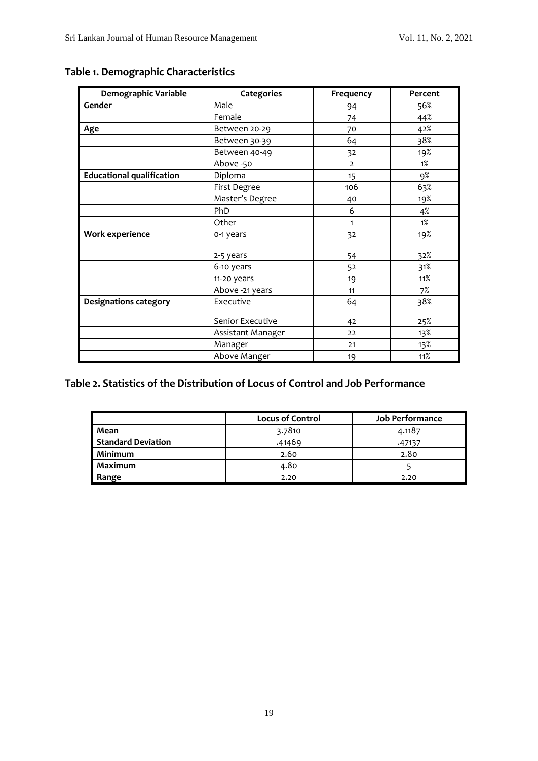**Table 1. Demographic Characteristics**

| Demographic Variable | Categories | Frequency | Percent |
|---|---|---|---|
| **Gender** | Male | 94 | 56% |
| | Female | 74 | 44% |
| **Age** | Between 20-29 | 70 | 42% |
| | Between 30-39 | 64 | 38% |
| | Between 40-49 | 32 | 19% |
| | Above -50 | 2 | 1% |
| **Educational qualification** | Diploma | 15 | 9% |
| | First Degree | 106 | 63% |
| | Master's Degree | 40 | 19% |
| | PhD | 6 | 4% |
| | Other | 1 | 1% |
| **Work experience** | 0-1 years | 32 | 19% |
| | 2-5 years | 54 | 32% |
| | 6-10 years | 52 | 31% |
| | 11-20 years | 19 | 11% |
| | Above -21 years | 11 | 7% |
| **Designations category** | Executive | 64 | 38% |
| | Senior Executive | 42 | 25% |
| | Assistant Manager | 22 | 13% |
| | Manager | 21 | 13% |
| | Above Manger | 19 | 11% |

**Table 2. Statistics of the Distribution of Locus of Control and Job Performance**

| | Locus of Control | Job Performance |
|---|---|---|
| **Mean** | 3.7810 | 4.1187 |
| **Standard Deviation** | .41469 | .47137 |
| **Minimum** | 2.60 | 2.80 |
| **Maximum** | 4.80 | 5 |
| **Range** | 2.20 | 2.20 |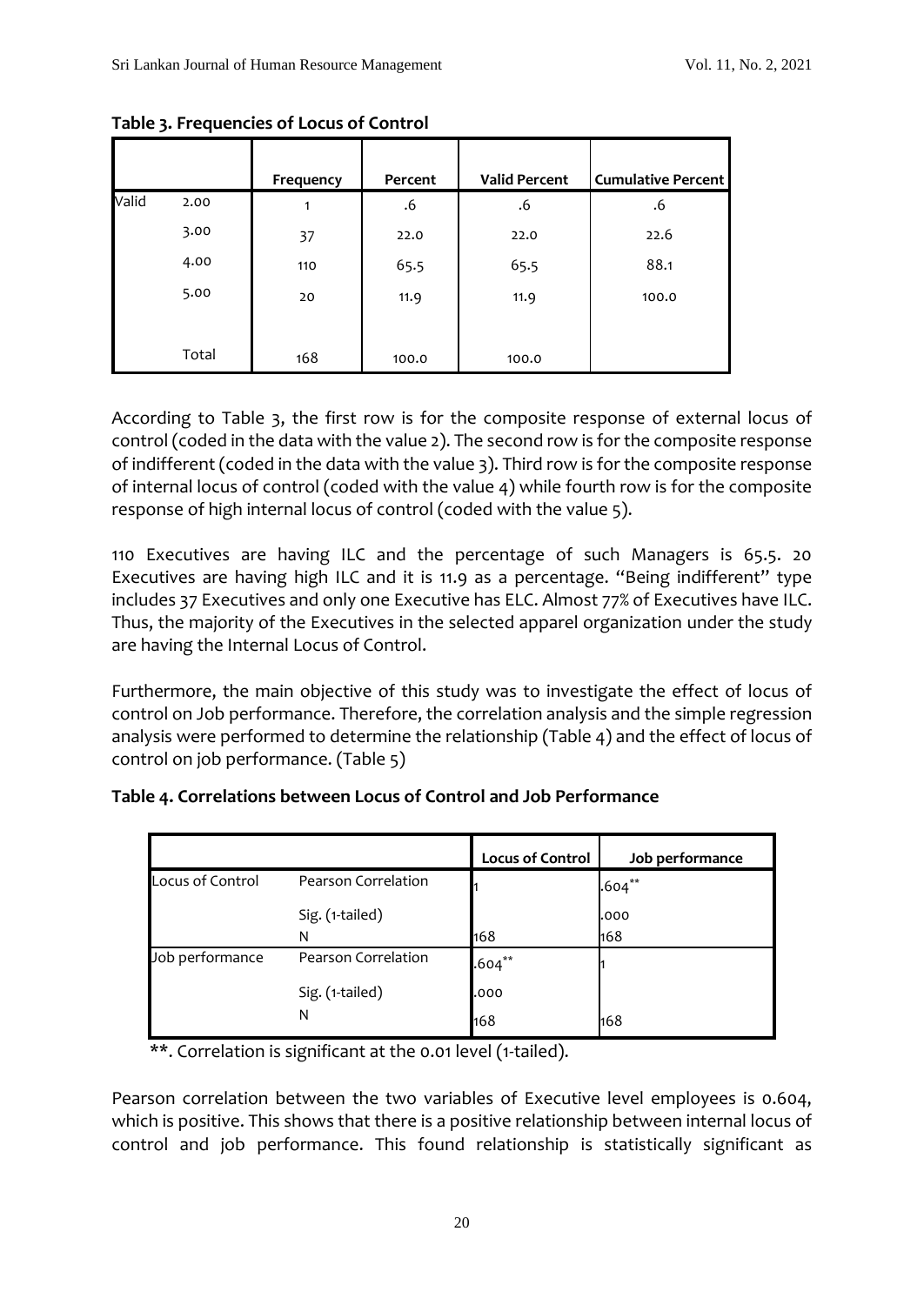**Table 3. Frequencies of Locus of Control**

| | | Frequency | Percent | Valid Percent | Cumulative Percent |
|---|---|---|---|---|---|
| Valid | 2.00 | 1 | .6 | .6 | .6 |
| | 3.00 | 37 | 22.0 | 22.0 | 22.6 |
| | 4.00 | 110 | 65.5 | 65.5 | 88.1 |
| | 5.00 | 20 | 11.9 | 11.9 | 100.0 |
| | Total | 168 | 100.0 | 100.0 | |

According to Table 3, the first row is for the composite response of external locus of control (coded in the data with the value 2). The second row is for the composite response of indifferent (coded in the data with the value 3). Third row is for the composite response of internal locus of control (coded with the value 4) while fourth row is for the composite response of high internal locus of control (coded with the value 5).

110 Executives are having ILC and the percentage of such Managers is 65.5. 20 Executives are having high ILC and it is 11.9 as a percentage. "Being indifferent" type includes 37 Executives and only one Executive has ELC. Almost 77% of Executives have ILC. Thus, the majority of the Executives in the selected apparel organization under the study are having the Internal Locus of Control.

Furthermore, the main objective of this study was to investigate the effect of locus of control on Job performance. Therefore, the correlation analysis and the simple regression analysis were performed to determine the relationship (Table 4) and the effect of locus of control on job performance. (Table 5)

**Table 4. Correlations between Locus of Control and Job Performance**

| | | Locus of Control | Job performance |
|---|---|---|---|
| Locus of Control | Pearson Correlation | 1 | .604** |
| | Sig. (1-tailed) | | .000 |
| | N | 168 | 168 |
| Job performance | Pearson Correlation | .604** | 1 |
| | Sig. (1-tailed) | .000 | |
| | N | 168 | 168 |

**. Correlation is significant at the 0.01 level (1-tailed).

Pearson correlation between the two variables of Executive level employees is 0.604, which is positive. This shows that there is a positive relationship between internal locus of control and job performance. This found relationship is statistically significant as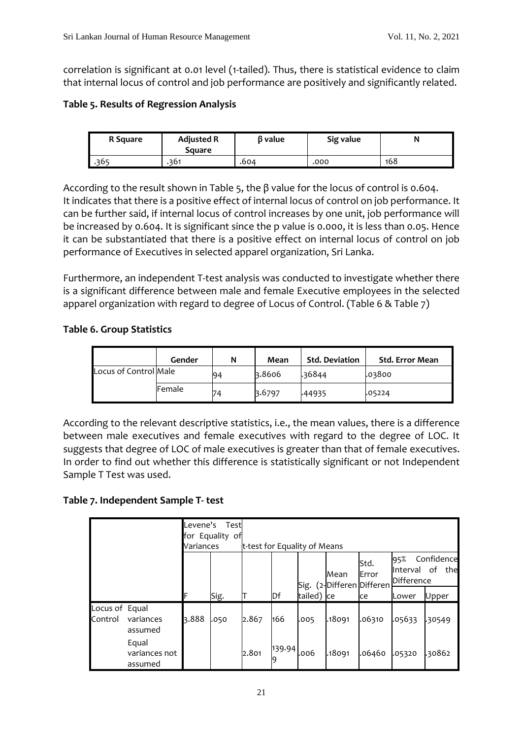correlation is significant at 0.01 level (1-tailed). Thus, there is statistical evidence to claim that internal locus of control and job performance are positively and significantly related.

**Table 5. Results of Regression Analysis**

| R Square | Adjusted R Square | β value | Sig value | N |
|---|---|---|---|---|
| .365 | .361 | .604 | .000 | 168 |

According to the result shown in Table 5, the β value for the locus of control is 0.604. It indicates that there is a positive effect of internal locus of control on job performance. It can be further said, if internal locus of control increases by one unit, job performance will be increased by 0.604. It is significant since the p value is 0.000, it is less than 0.05. Hence it can be substantiated that there is a positive effect on internal locus of control on job performance of Executives in selected apparel organization, Sri Lanka.

Furthermore, an independent T-test analysis was conducted to investigate whether there is a significant difference between male and female Executive employees in the selected apparel organization with regard to degree of Locus of Control. (Table 6 & Table 7)

**Table 6. Group Statistics**

| | Gender | N | Mean | Std. Deviation | Std. Error Mean |
|---|---|---|---|---|---|
| Locus of Control | Male | 94 | 3.8606 | .36844 | .03800 |
| | Female | 74 | 3.6797 | .44935 | .05224 |

According to the relevant descriptive statistics, i.e., the mean values, there is a difference between male executives and female executives with regard to the degree of LOC. It suggests that degree of LOC of male executives is greater than that of female executives. In order to find out whether this difference is statistically significant or not Independent Sample T Test was used.

**Table 7. Independent Sample T- test**

| | | Levene's Test for Equality of Variances | | t-test for Equality of Means | | | | | | |
|---|---|---|---|---|---|---|---|---|---|---|
| | | | | | | | | | 95% Confidence Interval of the Difference | |
| | | F | Sig. | T | Df | Sig. (2-tailed) | Mean Difference | Std. Error Difference | Lower | Upper |
| Locus of Control | Equal variances assumed | 3.888 | .050 | 2.867 | 166 | .005 | .18091 | .06310 | .05633 | .30549 |
| | Equal variances not assumed | | | 2.801 | 139.949 | .006 | .18091 | .06460 | .05320 | .30862 |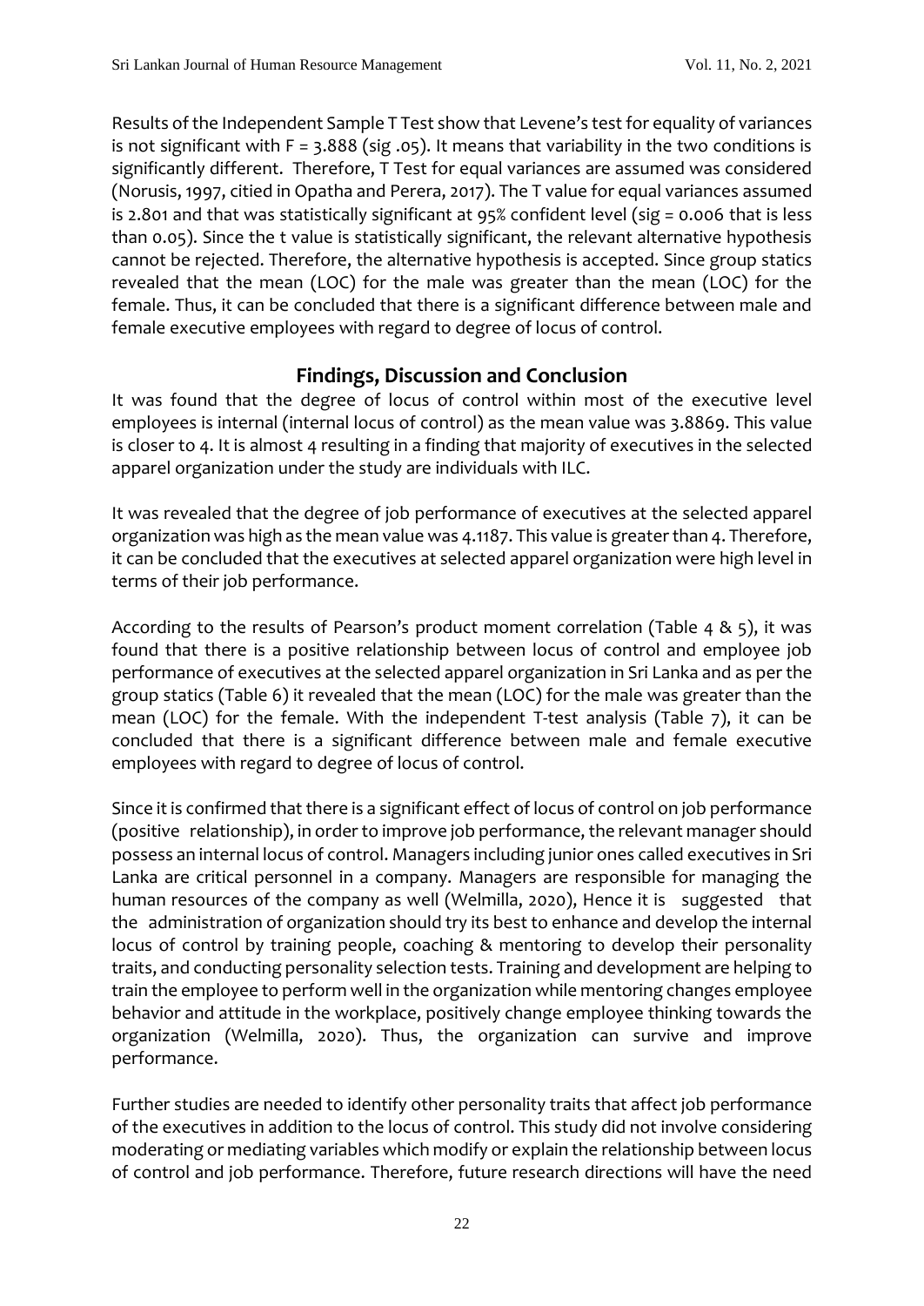Results of the Independent Sample T Test show that Levene's test for equality of variances is not significant with F = 3.888 (sig .05). It means that variability in the two conditions is significantly different. Therefore, T Test for equal variances are assumed was considered (Norusis, 1997, citied in Opatha and Perera, 2017). The T value for equal variances assumed is 2.801 and that was statistically significant at 95% confident level (sig = 0.006 that is less than 0.05). Since the t value is statistically significant, the relevant alternative hypothesis cannot be rejected. Therefore, the alternative hypothesis is accepted. Since group statics revealed that the mean (LOC) for the male was greater than the mean (LOC) for the female. Thus, it can be concluded that there is a significant difference between male and female executive employees with regard to degree of locus of control.

## Findings, Discussion and Conclusion

It was found that the degree of locus of control within most of the executive level employees is internal (internal locus of control) as the mean value was 3.8869. This value is closer to 4. It is almost 4 resulting in a finding that majority of executives in the selected apparel organization under the study are individuals with ILC.

It was revealed that the degree of job performance of executives at the selected apparel organization was high as the mean value was 4.1187. This value is greater than 4. Therefore, it can be concluded that the executives at selected apparel organization were high level in terms of their job performance.

According to the results of Pearson's product moment correlation (Table 4 & 5), it was found that there is a positive relationship between locus of control and employee job performance of executives at the selected apparel organization in Sri Lanka and as per the group statics (Table 6) it revealed that the mean (LOC) for the male was greater than the mean (LOC) for the female. With the independent T-test analysis (Table 7), it can be concluded that there is a significant difference between male and female executive employees with regard to degree of locus of control.

Since it is confirmed that there is a significant effect of locus of control on job performance (positive relationship), in order to improve job performance, the relevant manager should possess an internal locus of control. Managers including junior ones called executives in Sri Lanka are critical personnel in a company. Managers are responsible for managing the human resources of the company as well (Welmilla, 2020), Hence it is suggested that the administration of organization should try its best to enhance and develop the internal locus of control by training people, coaching & mentoring to develop their personality traits, and conducting personality selection tests. Training and development are helping to train the employee to perform well in the organization while mentoring changes employee behavior and attitude in the workplace, positively change employee thinking towards the organization (Welmilla, 2020). Thus, the organization can survive and improve performance.

Further studies are needed to identify other personality traits that affect job performance of the executives in addition to the locus of control. This study did not involve considering moderating or mediating variables which modify or explain the relationship between locus of control and job performance. Therefore, future research directions will have the need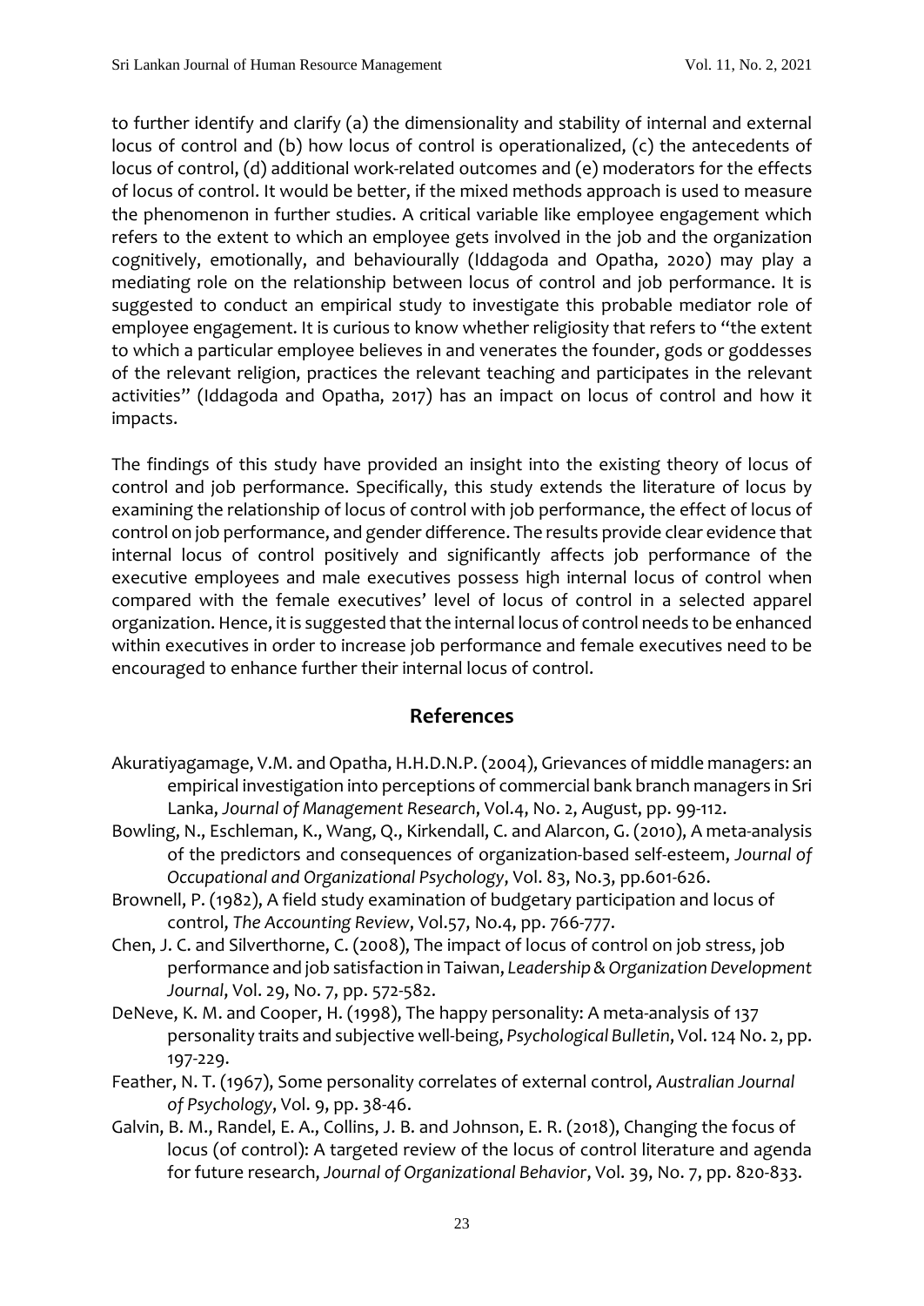to further identify and clarify (a) the dimensionality and stability of internal and external locus of control and (b) how locus of control is operationalized, (c) the antecedents of locus of control, (d) additional work-related outcomes and (e) moderators for the effects of locus of control. It would be better, if the mixed methods approach is used to measure the phenomenon in further studies. A critical variable like employee engagement which refers to the extent to which an employee gets involved in the job and the organization cognitively, emotionally, and behaviourally (Iddagoda and Opatha, 2020) may play a mediating role on the relationship between locus of control and job performance. It is suggested to conduct an empirical study to investigate this probable mediator role of employee engagement. It is curious to know whether religiosity that refers to "the extent to which a particular employee believes in and venerates the founder, gods or goddesses of the relevant religion, practices the relevant teaching and participates in the relevant activities" (Iddagoda and Opatha, 2017) has an impact on locus of control and how it impacts.

The findings of this study have provided an insight into the existing theory of locus of control and job performance. Specifically, this study extends the literature of locus by examining the relationship of locus of control with job performance, the effect of locus of control on job performance, and gender difference. The results provide clear evidence that internal locus of control positively and significantly affects job performance of the executive employees and male executives possess high internal locus of control when compared with the female executives' level of locus of control in a selected apparel organization. Hence, it is suggested that the internal locus of control needs to be enhanced within executives in order to increase job performance and female executives need to be encouraged to enhance further their internal locus of control.

## References

Akuratiyagamage, V.M. and Opatha, H.H.D.N.P. (2004), Grievances of middle managers: an empirical investigation into perceptions of commercial bank branch managers in Sri Lanka, *Journal of Management Research*, Vol.4, No. 2, August, pp. 99-112.

Bowling, N., Eschleman, K., Wang, Q., Kirkendall, C. and Alarcon, G. (2010), A meta-analysis of the predictors and consequences of organization-based self-esteem, *Journal of Occupational and Organizational Psychology*, Vol. 83, No.3, pp.601-626.

Brownell, P. (1982), A field study examination of budgetary participation and locus of control, *The Accounting Review*, Vol.57, No.4, pp. 766-777.

Chen, J. C. and Silverthorne, C. (2008), The impact of locus of control on job stress, job performance and job satisfaction in Taiwan, *Leadership & Organization Development Journal*, Vol. 29, No. 7, pp. 572-582.

DeNeve, K. M. and Cooper, H. (1998), The happy personality: A meta-analysis of 137 personality traits and subjective well-being, *Psychological Bulletin*, Vol. 124 No. 2, pp. 197-229.

Feather, N. T. (1967), Some personality correlates of external control, *Australian Journal of Psychology*, Vol. 9, pp. 38-46.

Galvin, B. M., Randel, E. A., Collins, J. B. and Johnson, E. R. (2018), Changing the focus of locus (of control): A targeted review of the locus of control literature and agenda for future research, *Journal of Organizational Behavior*, Vol. 39, No. 7, pp. 820-833.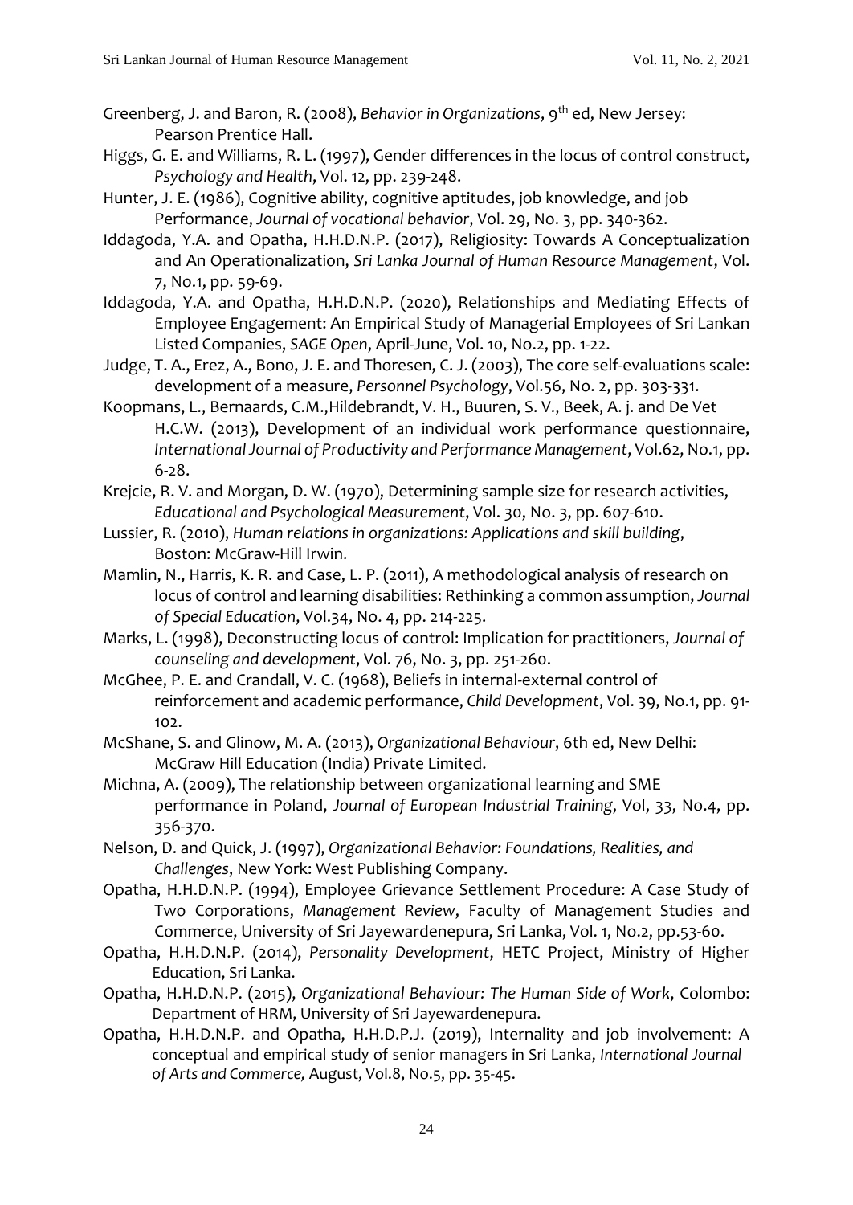Greenberg, J. and Baron, R. (2008), *Behavior in Organizations*, 9th ed, New Jersey: Pearson Prentice Hall.

Higgs, G. E. and Williams, R. L. (1997), Gender differences in the locus of control construct, *Psychology and Health*, Vol. 12, pp. 239-248.

Hunter, J. E. (1986), Cognitive ability, cognitive aptitudes, job knowledge, and job Performance, *Journal of vocational behavior*, Vol. 29, No. 3, pp. 340-362.

Iddagoda, Y.A. and Opatha, H.H.D.N.P. (2017), Religiosity: Towards A Conceptualization and An Operationalization, *Sri Lanka Journal of Human Resource Management*, Vol. 7, No.1, pp. 59-69.

Iddagoda, Y.A. and Opatha, H.H.D.N.P. (2020), Relationships and Mediating Effects of Employee Engagement: An Empirical Study of Managerial Employees of Sri Lankan Listed Companies, *SAGE Open*, April-June, Vol. 10, No.2, pp. 1-22.

Judge, T. A., Erez, A., Bono, J. E. and Thoresen, C. J. (2003), The core self-evaluations scale: development of a measure, *Personnel Psychology*, Vol.56, No. 2, pp. 303-331.

Koopmans, L., Bernaards, C.M.,Hildebrandt, V. H., Buuren, S. V., Beek, A. j. and De Vet H.C.W. (2013), Development of an individual work performance questionnaire, *International Journal of Productivity and Performance Management*, Vol.62, No.1, pp. 6-28.

Krejcie, R. V. and Morgan, D. W. (1970), Determining sample size for research activities, *Educational and Psychological Measurement*, Vol. 30, No. 3, pp. 607-610.

Lussier, R. (2010), *Human relations in organizations: Applications and skill building*, Boston: McGraw-Hill Irwin.

Mamlin, N., Harris, K. R. and Case, L. P. (2011), A methodological analysis of research on locus of control and learning disabilities: Rethinking a common assumption, *Journal of Special Education*, Vol.34, No. 4, pp. 214-225.

Marks, L. (1998), Deconstructing locus of control: Implication for practitioners, *Journal of counseling and development*, Vol. 76, No. 3, pp. 251-260.

McGhee, P. E. and Crandall, V. C. (1968), Beliefs in internal-external control of reinforcement and academic performance, *Child Development*, Vol. 39, No.1, pp. 91-102.

McShane, S. and Glinow, M. A. (2013), *Organizational Behaviour*, 6th ed, New Delhi: McGraw Hill Education (India) Private Limited.

Michna, A. (2009), The relationship between organizational learning and SME performance in Poland, *Journal of European Industrial Training*, Vol, 33, No.4, pp. 356-370.

Nelson, D. and Quick, J. (1997), *Organizational Behavior: Foundations, Realities, and Challenges*, New York: West Publishing Company.

Opatha, H.H.D.N.P. (1994), Employee Grievance Settlement Procedure: A Case Study of Two Corporations, *Management Review*, Faculty of Management Studies and Commerce, University of Sri Jayewardenepura, Sri Lanka, Vol. 1, No.2, pp.53-60.

Opatha, H.H.D.N.P. (2014), *Personality Development*, HETC Project, Ministry of Higher Education, Sri Lanka.

Opatha, H.H.D.N.P. (2015), *Organizational Behaviour: The Human Side of Work*, Colombo: Department of HRM, University of Sri Jayewardenepura.

Opatha, H.H.D.N.P. and Opatha, H.H.D.P.J. (2019), Internality and job involvement: A conceptual and empirical study of senior managers in Sri Lanka, *International Journal of Arts and Commerce,* August, Vol.8, No.5, pp. 35-45.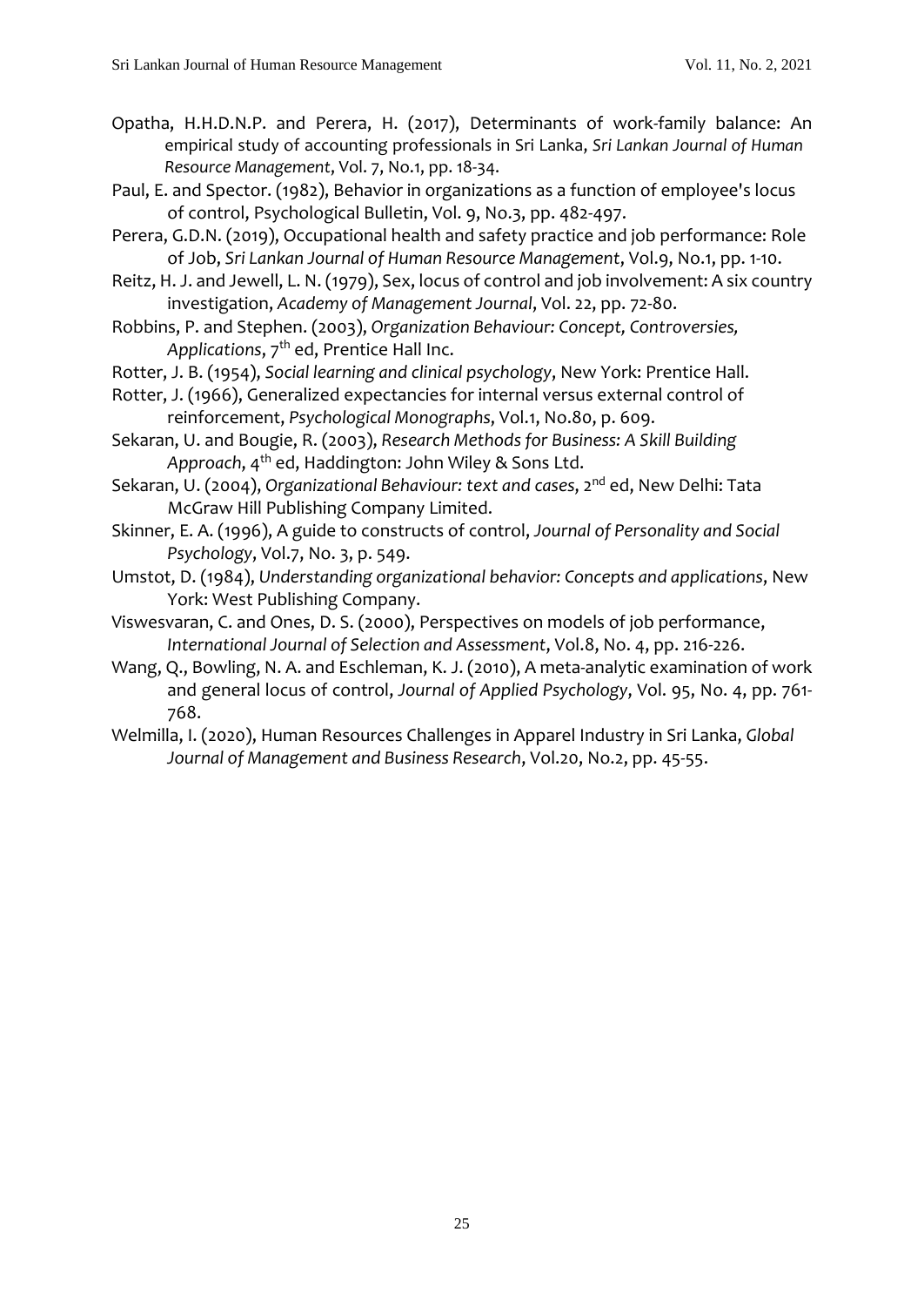Opatha, H.H.D.N.P. and Perera, H. (2017), Determinants of work-family balance: An empirical study of accounting professionals in Sri Lanka, *Sri Lankan Journal of Human Resource Management*, Vol. 7, No.1, pp. 18-34.

Paul, E. and Spector. (1982), Behavior in organizations as a function of employee's locus of control, Psychological Bulletin, Vol. 9, No.3, pp. 482-497.

Perera, G.D.N. (2019), Occupational health and safety practice and job performance: Role of Job, *Sri Lankan Journal of Human Resource Management*, Vol.9, No.1, pp. 1-10.

Reitz, H. J. and Jewell, L. N. (1979), Sex, locus of control and job involvement: A six country investigation, *Academy of Management Journal*, Vol. 22, pp. 72-80.

Robbins, P. and Stephen. (2003), *Organization Behaviour: Concept, Controversies, Applications*, 7th ed, Prentice Hall Inc.

Rotter, J. B. (1954), *Social learning and clinical psychology*, New York: Prentice Hall.

Rotter, J. (1966), Generalized expectancies for internal versus external control of reinforcement, *Psychological Monographs*, Vol.1, No.80, p. 609.

Sekaran, U. and Bougie, R. (2003), *Research Methods for Business: A Skill Building Approach*, 4th ed, Haddington: John Wiley & Sons Ltd.

Sekaran, U. (2004), *Organizational Behaviour: text and cases*, 2nd ed, New Delhi: Tata McGraw Hill Publishing Company Limited.

Skinner, E. A. (1996), A guide to constructs of control, *Journal of Personality and Social Psychology*, Vol.7, No. 3, p. 549.

Umstot, D. (1984), *Understanding organizational behavior: Concepts and applications*, New York: West Publishing Company.

Viswesvaran, C. and Ones, D. S. (2000), Perspectives on models of job performance, *International Journal of Selection and Assessment*, Vol.8, No. 4, pp. 216-226.

Wang, Q., Bowling, N. A. and Eschleman, K. J. (2010), A meta-analytic examination of work and general locus of control, *Journal of Applied Psychology*, Vol. 95, No. 4, pp. 761-768.

Welmilla, I. (2020), Human Resources Challenges in Apparel Industry in Sri Lanka, *Global Journal of Management and Business Research*, Vol.20, No.2, pp. 45-55.